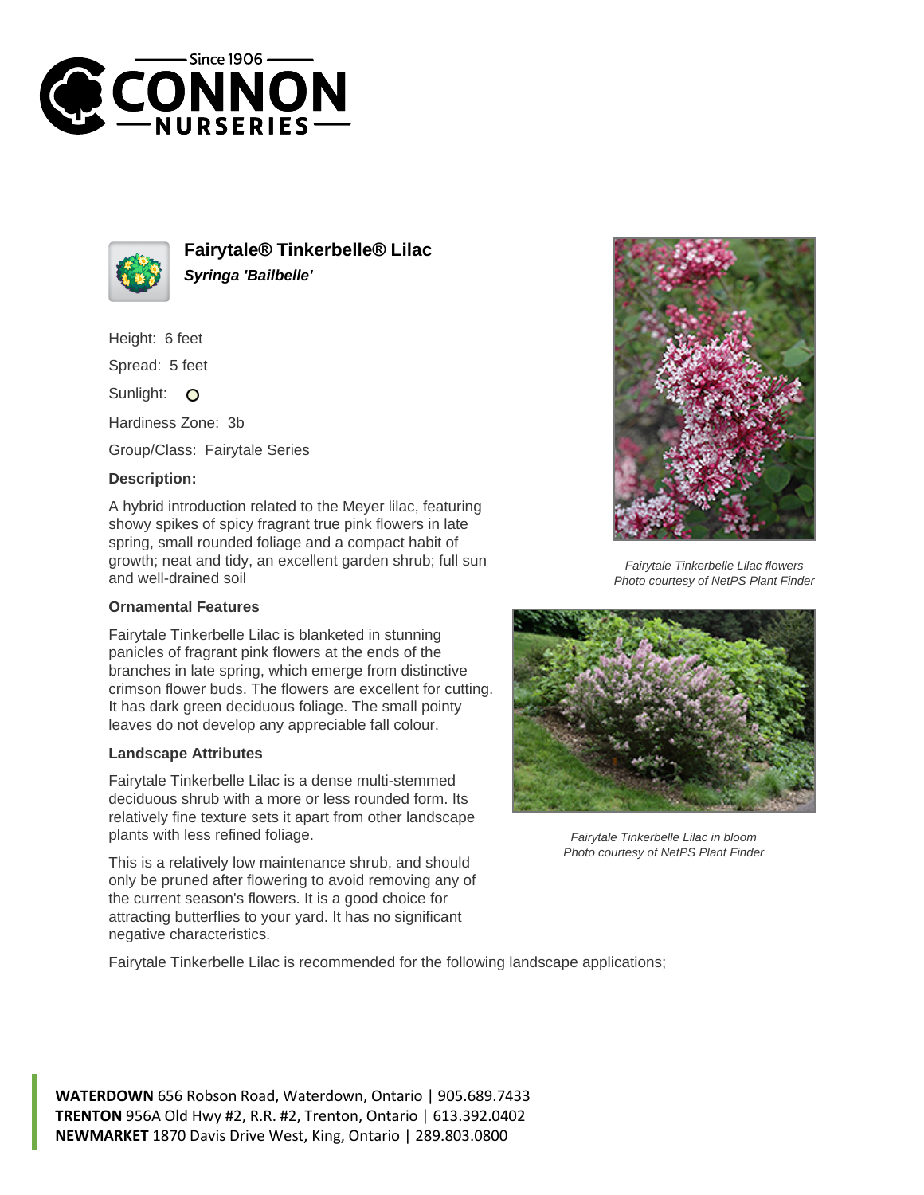# Fairytale® Tinkerbelle® Lilac

***Syringa 'Bailbelle'***

Height: 6 feet

Spread: 5 feet

Sunlight: O

Hardiness Zone: 3b

Group/Class: Fairytale Series

### Description:

A hybrid introduction related to the Meyer lilac, featuring showy spikes of spicy fragrant true pink flowers in late spring, small rounded foliage and a compact habit of growth; neat and tidy, an excellent garden shrub; full sun and well-drained soil

### Ornamental Features

Fairytale Tinkerbelle Lilac is blanketed in stunning panicles of fragrant pink flowers at the ends of the branches in late spring, which emerge from distinctive crimson flower buds. The flowers are excellent for cutting. It has dark green deciduous foliage. The small pointy leaves do not develop any appreciable fall colour.

### Landscape Attributes

Fairytale Tinkerbelle Lilac is a dense multi-stemmed deciduous shrub with a more or less rounded form. Its relatively fine texture sets it apart from other landscape plants with less refined foliage.

This is a relatively low maintenance shrub, and should only be pruned after flowering to avoid removing any of the current season's flowers. It is a good choice for attracting butterflies to your yard. It has no significant negative characteristics.

*Fairytale Tinkerbelle Lilac flowers*
*Photo courtesy of NetPS Plant Finder*

*Fairytale Tinkerbelle Lilac in bloom*
*Photo courtesy of NetPS Plant Finder*

Fairytale Tinkerbelle Lilac is recommended for the following landscape applications;

**WATERDOWN** 656 Robson Road, Waterdown, Ontario | 905.689.7433
**TRENTON** 956A Old Hwy #2, R.R. #2, Trenton, Ontario | 613.392.0402
**NEWMARKET** 1870 Davis Drive West, King, Ontario | 289.803.0800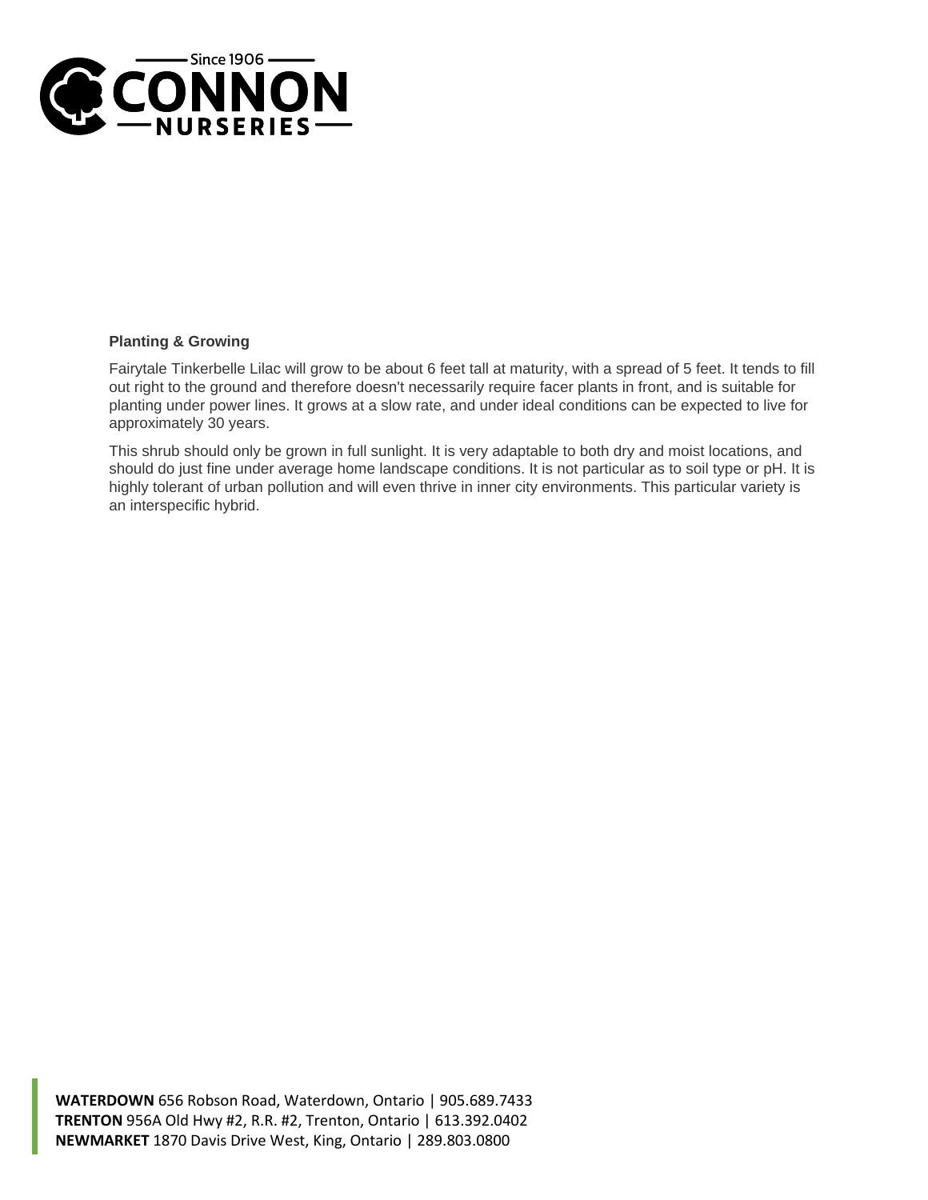### Planting & Growing

Fairytale Tinkerbelle Lilac will grow to be about 6 feet tall at maturity, with a spread of 5 feet. It tends to fill out right to the ground and therefore doesn't necessarily require facer plants in front, and is suitable for planting under power lines. It grows at a slow rate, and under ideal conditions can be expected to live for approximately 30 years.

This shrub should only be grown in full sunlight. It is very adaptable to both dry and moist locations, and should do just fine under average home landscape conditions. It is not particular as to soil type or pH. It is highly tolerant of urban pollution and will even thrive in inner city environments. This particular variety is an interspecific hybrid.